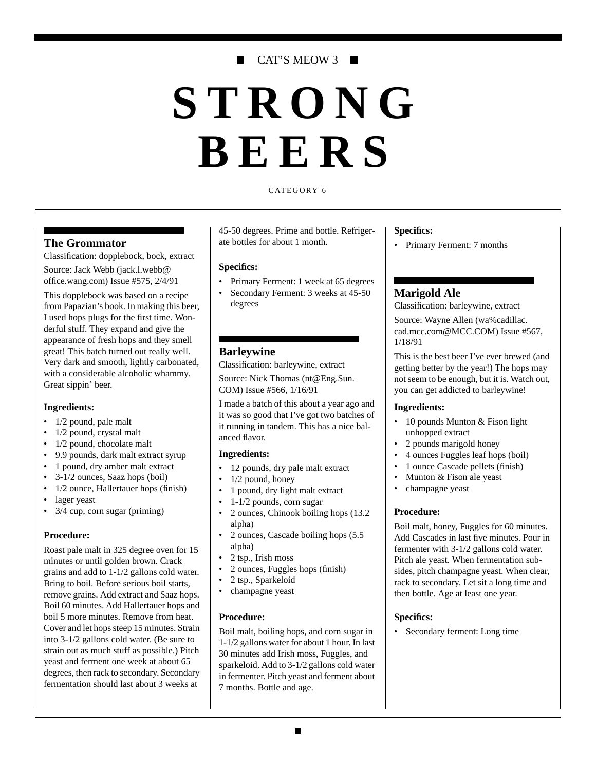CAT'S MEOW 3

# STRONG BEERS

CATEGORY 6

## The Grommator

Classification: dopplebock, bock, extract

Source: Jack Webb (jack.l.webb@office.wang.com) Issue #575, 2/4/91

This dopplebock was based on a recipe from Papazian's book. In making this beer, I used hops plugs for the first time. Wonderful stuff. They expand and give the appearance of fresh hops and they smell great! This batch turned out really well. Very dark and smooth, lightly carbonated, with a considerable alcoholic whammy. Great sippin' beer.

**Ingredients:**

- 1/2 pound, pale malt
- 1/2 pound, crystal malt
- 1/2 pound, chocolate malt
- 9.9 pounds, dark malt extract syrup
- 1 pound, dry amber malt extract
- 3-1/2 ounces, Saaz hops (boil)
- 1/2 ounce, Hallertauer hops (finish)
- lager yeast
- 3/4 cup, corn sugar (priming)

**Procedure:**

Roast pale malt in 325 degree oven for 15 minutes or until golden brown. Crack grains and add to 1-1/2 gallons cold water. Bring to boil. Before serious boil starts, remove grains. Add extract and Saaz hops. Boil 60 minutes. Add Hallertauer hops and boil 5 more minutes. Remove from heat. Cover and let hops steep 15 minutes. Strain into 3-1/2 gallons cold water. (Be sure to strain out as much stuff as possible.) Pitch yeast and ferment one week at about 65 degrees, then rack to secondary. Secondary fermentation should last about 3 weeks at 45-50 degrees. Prime and bottle. Refrigerate bottles for about 1 month.

**Specifics:**

- Primary Ferment: 1 week at 65 degrees
- Secondary Ferment: 3 weeks at 45-50 degrees

## Barleywine

Classification: barleywine, extract

Source: Nick Thomas (nt@Eng.Sun.COM) Issue #566, 1/16/91

I made a batch of this about a year ago and it was so good that I've got two batches of it running in tandem. This has a nice balanced flavor.

**Ingredients:**

- 12 pounds, dry pale malt extract
- 1/2 pound, honey
- 1 pound, dry light malt extract
- 1-1/2 pounds, corn sugar
- 2 ounces, Chinook boiling hops (13.2 alpha)
- 2 ounces, Cascade boiling hops (5.5 alpha)
- 2 tsp., Irish moss
- 2 ounces, Fuggles hops (finish)
- 2 tsp., Sparkeloid
- champagne yeast

**Procedure:**

Boil malt, boiling hops, and corn sugar in 1-1/2 gallons water for about 1 hour. In last 30 minutes add Irish moss, Fuggles, and sparkeloid. Add to 3-1/2 gallons cold water in fermenter. Pitch yeast and ferment about 7 months. Bottle and age.

**Specifics:**

- Primary Ferment: 7 months

## Marigold Ale

Classification: barleywine, extract

Source: Wayne Allen (wa%cadillac.cad.mcc.com@MCC.COM) Issue #567, 1/18/91

This is the best beer I've ever brewed (and getting better by the year!) The hops may not seem to be enough, but it is. Watch out, you can get addicted to barleywine!

**Ingredients:**

- 10 pounds Munton & Fison light unhopped extract
- 2 pounds marigold honey
- 4 ounces Fuggles leaf hops (boil)
- 1 ounce Cascade pellets (finish)
- Munton & Fison ale yeast
- champagne yeast

**Procedure:**

Boil malt, honey, Fuggles for 60 minutes. Add Cascades in last five minutes. Pour in fermenter with 3-1/2 gallons cold water. Pitch ale yeast. When fermentation subsides, pitch champagne yeast. When clear, rack to secondary. Let sit a long time and then bottle. Age at least one year.

**Specifics:**

- Secondary ferment: Long time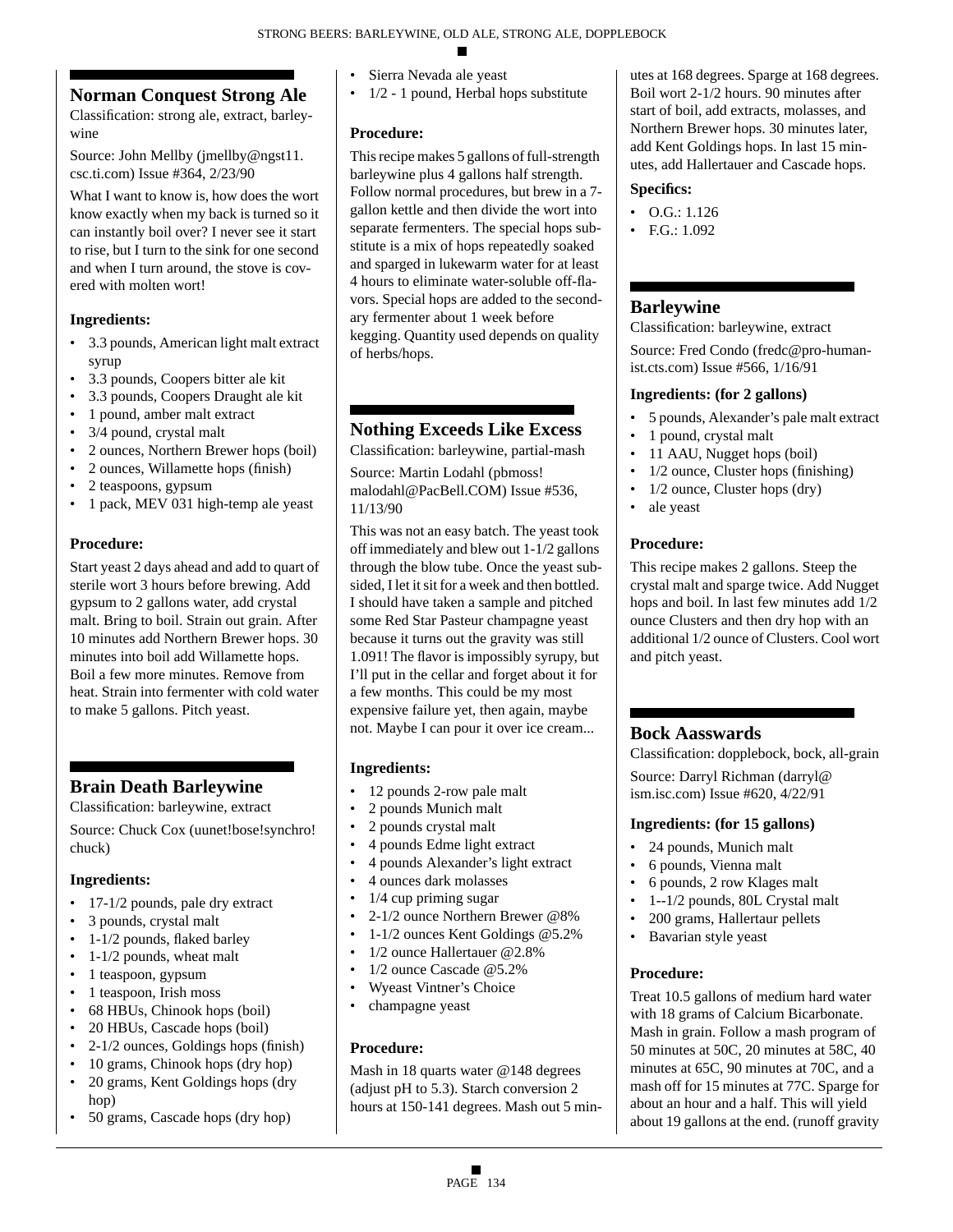## Norman Conquest Strong Ale

Classification: strong ale, extract, barleywine

Source: John Mellby (jmellby@ngst11.csc.ti.com) Issue #364, 2/23/90

What I want to know is, how does the wort know exactly when my back is turned so it can instantly boil over? I never see it start to rise, but I turn to the sink for one second and when I turn around, the stove is covered with molten wort!

### Ingredients:

- 3.3 pounds, American light malt extract syrup
- 3.3 pounds, Coopers bitter ale kit
- 3.3 pounds, Coopers Draught ale kit
- 1 pound, amber malt extract
- 3/4 pound, crystal malt
- 2 ounces, Northern Brewer hops (boil)
- 2 ounces, Willamette hops (finish)
- 2 teaspoons, gypsum
- 1 pack, MEV 031 high-temp ale yeast

### Procedure:

Start yeast 2 days ahead and add to quart of sterile wort 3 hours before brewing. Add gypsum to 2 gallons water, add crystal malt. Bring to boil. Strain out grain. After 10 minutes add Northern Brewer hops. 30 minutes into boil add Willamette hops. Boil a few more minutes. Remove from heat. Strain into fermenter with cold water to make 5 gallons. Pitch yeast.

## Brain Death Barleywine

Classification: barleywine, extract

Source: Chuck Cox (uunet!bose!synchro!chuck)

### Ingredients:

- 17-1/2 pounds, pale dry extract
- 3 pounds, crystal malt
- 1-1/2 pounds, flaked barley
- 1-1/2 pounds, wheat malt
- 1 teaspoon, gypsum
- 1 teaspoon, Irish moss
- 68 HBUs, Chinook hops (boil)
- 20 HBUs, Cascade hops (boil)
- 2-1/2 ounces, Goldings hops (finish)
- 10 grams, Chinook hops (dry hop)
- 20 grams, Kent Goldings hops (dry hop)
- 50 grams, Cascade hops (dry hop)
- Sierra Nevada ale yeast
- 1/2 - 1 pound, Herbal hops substitute

### Procedure:

This recipe makes 5 gallons of full-strength barleywine plus 4 gallons half strength. Follow normal procedures, but brew in a 7-gallon kettle and then divide the wort into separate fermenters. The special hops substitute is a mix of hops repeatedly soaked and sparged in lukewarm water for at least 4 hours to eliminate water-soluble off-flavors. Special hops are added to the secondary fermenter about 1 week before kegging. Quantity used depends on quality of herbs/hops.

## Nothing Exceeds Like Excess

Classification: barleywine, partial-mash

Source: Martin Lodahl (pbmoss!malodahl@PacBell.COM) Issue #536, 11/13/90

This was not an easy batch. The yeast took off immediately and blew out 1-1/2 gallons through the blow tube. Once the yeast subsided, I let it sit for a week and then bottled. I should have taken a sample and pitched some Red Star Pasteur champagne yeast because it turns out the gravity was still 1.091! The flavor is impossibly syrupy, but I'll put in the cellar and forget about it for a few months. This could be my most expensive failure yet, then again, maybe not. Maybe I can pour it over ice cream...

### Ingredients:

- 12 pounds 2-row pale malt
- 2 pounds Munich malt
- 2 pounds crystal malt
- 4 pounds Edme light extract
- 4 pounds Alexander's light extract
- 4 ounces dark molasses
- 1/4 cup priming sugar
- 2-1/2 ounce Northern Brewer @8%
- 1-1/2 ounces Kent Goldings @5.2%
- 1/2 ounce Hallertauer @2.8%
- 1/2 ounce Cascade @5.2%
- Wyeast Vintner's Choice
- champagne yeast

### Procedure:

Mash in 18 quarts water @148 degrees (adjust pH to 5.3). Starch conversion 2 hours at 150-141 degrees. Mash out 5 minutes at 168 degrees. Sparge at 168 degrees. Boil wort 2-1/2 hours. 90 minutes after start of boil, add extracts, molasses, and Northern Brewer hops. 30 minutes later, add Kent Goldings hops. In last 15 minutes, add Hallertauer and Cascade hops.

### Specifics:

- O.G.: 1.126
- F.G.: 1.092

## Barleywine

Classification: barleywine, extract

Source: Fred Condo (fredc@pro-humanist.cts.com) Issue #566, 1/16/91

### Ingredients: (for 2 gallons)

- 5 pounds, Alexander's pale malt extract
- 1 pound, crystal malt
- 11 AAU, Nugget hops (boil)
- 1/2 ounce, Cluster hops (finishing)
- 1/2 ounce, Cluster hops (dry)
- ale yeast

### Procedure:

This recipe makes 2 gallons. Steep the crystal malt and sparge twice. Add Nugget hops and boil. In last few minutes add 1/2 ounce Clusters and then dry hop with an additional 1/2 ounce of Clusters. Cool wort and pitch yeast.

## Bock Aasswards

Classification: dopplebock, bock, all-grain

Source: Darryl Richman (darryl@ism.isc.com) Issue #620, 4/22/91

### Ingredients: (for 15 gallons)

- 24 pounds, Munich malt
- 6 pounds, Vienna malt
- 6 pounds, 2 row Klages malt
- 1--1/2 pounds, 80L Crystal malt
- 200 grams, Hallertaur pellets
- Bavarian style yeast

### Procedure:

Treat 10.5 gallons of medium hard water with 18 grams of Calcium Bicarbonate. Mash in grain. Follow a mash program of 50 minutes at 50C, 20 minutes at 58C, 40 minutes at 65C, 90 minutes at 70C, and a mash off for 15 minutes at 77C. Sparge for about an hour and a half. This will yield about 19 gallons at the end. (runoff gravity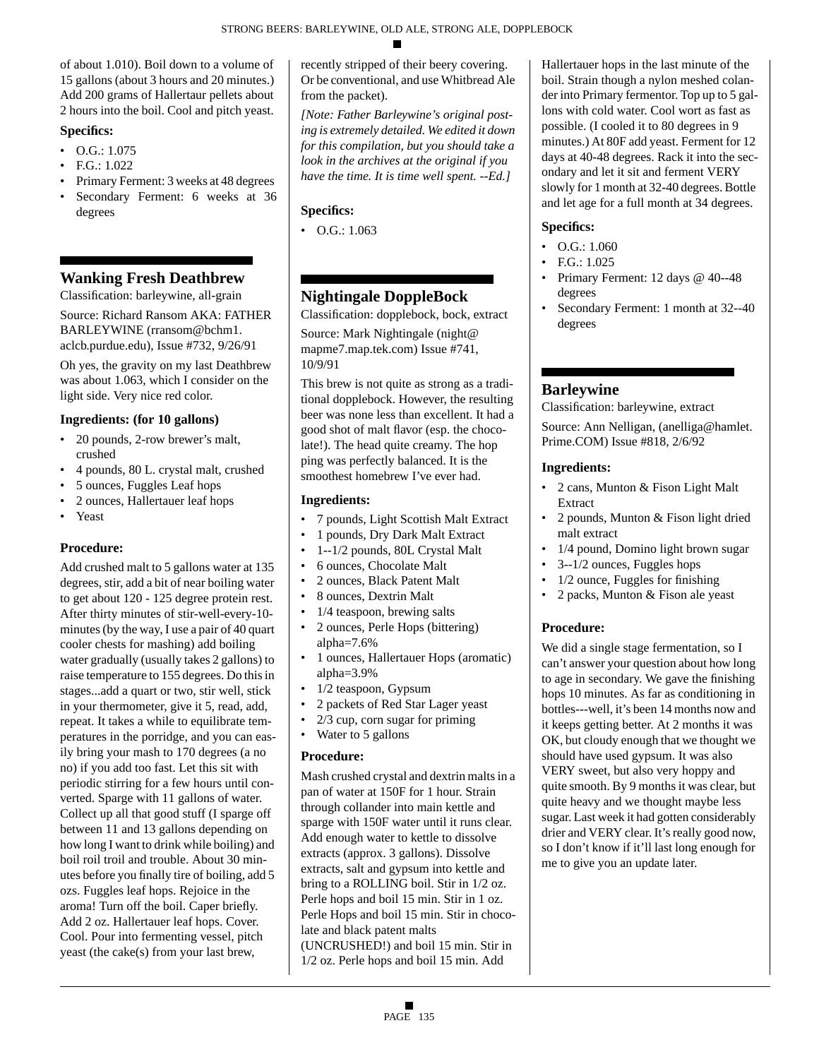of about 1.010). Boil down to a volume of 15 gallons (about 3 hours and 20 minutes.) Add 200 grams of Hallertaur pellets about 2 hours into the boil. Cool and pitch yeast.

### Specifics:

- O.G.: 1.075
- F.G.: 1.022
- Primary Ferment: 3 weeks at 48 degrees
- Secondary Ferment: 6 weeks at 36 degrees

## Wanking Fresh Deathbrew

Classification: barleywine, all-grain

Source: Richard Ransom AKA: FATHER BARLEYWINE (rransom@bchm1.aclcb.purdue.edu), Issue #732, 9/26/91

Oh yes, the gravity on my last Deathbrew was about 1.063, which I consider on the light side. Very nice red color.

### Ingredients: (for 10 gallons)

- 20 pounds, 2-row brewer's malt, crushed
- 4 pounds, 80 L. crystal malt, crushed
- 5 ounces, Fuggles Leaf hops
- 2 ounces, Hallertauer leaf hops
- Yeast

### Procedure:

Add crushed malt to 5 gallons water at 135 degrees, stir, add a bit of near boiling water to get about 120 - 125 degree protein rest. After thirty minutes of stir-well-every-10-minutes (by the way, I use a pair of 40 quart cooler chests for mashing) add boiling water gradually (usually takes 2 gallons) to raise temperature to 155 degrees. Do this in stages...add a quart or two, stir well, stick in your thermometer, give it 5, read, add, repeat. It takes a while to equilibrate temperatures in the porridge, and you can easily bring your mash to 170 degrees (a no no) if you add too fast. Let this sit with periodic stirring for a few hours until converted. Sparge with 11 gallons of water. Collect up all that good stuff (I sparge off between 11 and 13 gallons depending on how long I want to drink while boiling) and boil roil troil and trouble. About 30 minutes before you finally tire of boiling, add 5 ozs. Fuggles leaf hops. Rejoice in the aroma! Turn off the boil. Caper briefly. Add 2 oz. Hallertauer leaf hops. Cover. Cool. Pour into fermenting vessel, pitch yeast (the cake(s) from your last brew, recently stripped of their beery covering. Or be conventional, and use Whitbread Ale from the packet).

*[Note: Father Barleywine's original posting is extremely detailed. We edited it down for this compilation, but you should take a look in the archives at the original if you have the time. It is time well spent. --Ed.]*

### Specifics:

- O.G.: 1.063

## Nightingale DoppleBock

Classification: dopplebock, bock, extract

Source: Mark Nightingale (night@mapme7.map.tek.com) Issue #741, 10/9/91

This brew is not quite as strong as a traditional dopplebock. However, the resulting beer was none less than excellent. It had a good shot of malt flavor (esp. the chocolate!). The head quite creamy. The hop ping was perfectly balanced. It is the smoothest homebrew I've ever had.

### Ingredients:

- 7 pounds, Light Scottish Malt Extract
- 1 pounds, Dry Dark Malt Extract
- 1--1/2 pounds, 80L Crystal Malt
- 6 ounces, Chocolate Malt
- 2 ounces, Black Patent Malt
- 8 ounces, Dextrin Malt
- 1/4 teaspoon, brewing salts
- 2 ounces, Perle Hops (bittering) alpha=7.6%
- 1 ounces, Hallertauer Hops (aromatic) alpha=3.9%
- 1/2 teaspoon, Gypsum
- 2 packets of Red Star Lager yeast
- 2/3 cup, corn sugar for priming
- Water to 5 gallons

### Procedure:

Mash crushed crystal and dextrin malts in a pan of water at 150F for 1 hour. Strain through collander into main kettle and sparge with 150F water until it runs clear. Add enough water to kettle to dissolve extracts (approx. 3 gallons). Dissolve extracts, salt and gypsum into kettle and bring to a ROLLING boil. Stir in 1/2 oz. Perle hops and boil 15 min. Stir in 1 oz. Perle Hops and boil 15 min. Stir in chocolate and black patent malts (UNCRUSHED!) and boil 15 min. Stir in 1/2 oz. Perle hops and boil 15 min. Add Hallertauer hops in the last minute of the boil. Strain though a nylon meshed colander into Primary fermentor. Top up to 5 gallons with cold water. Cool wort as fast as possible. (I cooled it to 80 degrees in 9 minutes.) At 80F add yeast. Ferment for 12 days at 40-48 degrees. Rack it into the secondary and let it sit and ferment VERY slowly for 1 month at 32-40 degrees. Bottle and let age for a full month at 34 degrees.

### Specifics:

- O.G.: 1.060
- F.G.: 1.025
- Primary Ferment: 12 days @ 40--48 degrees
- Secondary Ferment: 1 month at 32--40 degrees

## Barleywine

Classification: barleywine, extract

Source: Ann Nelligan, (anelliga@hamlet.Prime.COM) Issue #818, 2/6/92

### Ingredients:

- 2 cans, Munton & Fison Light Malt Extract
- 2 pounds, Munton & Fison light dried malt extract
- 1/4 pound, Domino light brown sugar
- 3--1/2 ounces, Fuggles hops
- 1/2 ounce, Fuggles for finishing
- 2 packs, Munton & Fison ale yeast

### Procedure:

We did a single stage fermentation, so I can't answer your question about how long to age in secondary. We gave the finishing hops 10 minutes. As far as conditioning in bottles---well, it's been 14 months now and it keeps getting better. At 2 months it was OK, but cloudy enough that we thought we should have used gypsum. It was also VERY sweet, but also very hoppy and quite smooth. By 9 months it was clear, but quite heavy and we thought maybe less sugar. Last week it had gotten considerably drier and VERY clear. It's really good now, so I don't know if it'll last long enough for me to give you an update later.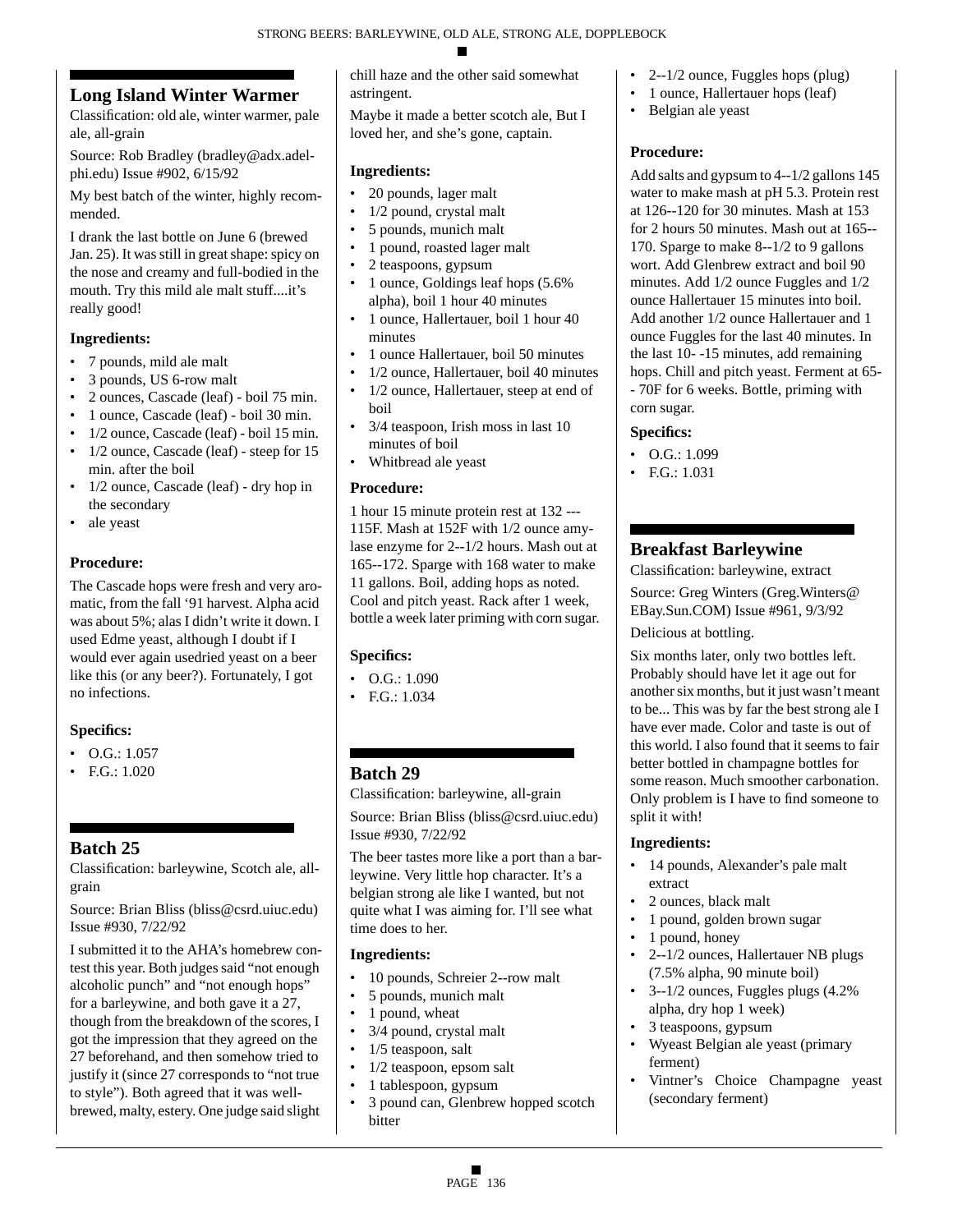## Long Island Winter Warmer

Classification: old ale, winter warmer, pale ale, all-grain

Source: Rob Bradley (bradley@adx.adelphi.edu) Issue #902, 6/15/92

My best batch of the winter, highly recommended.

I drank the last bottle on June 6 (brewed Jan. 25). It was still in great shape: spicy on the nose and creamy and full-bodied in the mouth. Try this mild ale malt stuff....it's really good!

### Ingredients:

- 7 pounds, mild ale malt
- 3 pounds, US 6-row malt
- 2 ounces, Cascade (leaf) - boil 75 min.
- 1 ounce, Cascade (leaf) - boil 30 min.
- 1/2 ounce, Cascade (leaf) - boil 15 min.
- 1/2 ounce, Cascade (leaf) - steep for 15 min. after the boil
- 1/2 ounce, Cascade (leaf) - dry hop in the secondary
- ale yeast

### Procedure:

The Cascade hops were fresh and very aromatic, from the fall '91 harvest. Alpha acid was about 5%; alas I didn't write it down. I used Edme yeast, although I doubt if I would ever again usedried yeast on a beer like this (or any beer?). Fortunately, I got no infections.

### Specifics:

- O.G.: 1.057
- F.G.: 1.020

## Batch 25

Classification: barleywine, Scotch ale, all-grain

Source: Brian Bliss (bliss@csrd.uiuc.edu) Issue #930, 7/22/92

I submitted it to the AHA's homebrew contest this year. Both judges said "not enough alcoholic punch" and "not enough hops" for a barleywine, and both gave it a 27, though from the breakdown of the scores, I got the impression that they agreed on the 27 beforehand, and then somehow tried to justify it (since 27 corresponds to "not true to style"). Both agreed that it was well-brewed, malty, estery. One judge said slight chill haze and the other said somewhat astringent.

Maybe it made a better scotch ale, But I loved her, and she's gone, captain.

### Ingredients:

- 20 pounds, lager malt
- 1/2 pound, crystal malt
- 5 pounds, munich malt
- 1 pound, roasted lager malt
- 2 teaspoons, gypsum
- 1 ounce, Goldings leaf hops (5.6% alpha), boil 1 hour 40 minutes
- 1 ounce, Hallertauer, boil 1 hour 40 minutes
- 1 ounce Hallertauer, boil 50 minutes
- 1/2 ounce, Hallertauer, boil 40 minutes
- 1/2 ounce, Hallertauer, steep at end of boil
- 3/4 teaspoon, Irish moss in last 10 minutes of boil
- Whitbread ale yeast

### Procedure:

1 hour 15 minute protein rest at 132 ---115F. Mash at 152F with 1/2 ounce amylase enzyme for 2--1/2 hours. Mash out at 165--172. Sparge with 168 water to make 11 gallons. Boil, adding hops as noted. Cool and pitch yeast. Rack after 1 week, bottle a week later priming with corn sugar.

### Specifics:

- O.G.: 1.090
- F.G.: 1.034

## Batch 29

Classification: barleywine, all-grain

Source: Brian Bliss (bliss@csrd.uiuc.edu) Issue #930, 7/22/92

The beer tastes more like a port than a barleywine. Very little hop character. It's a belgian strong ale like I wanted, but not quite what I was aiming for. I'll see what time does to her.

### Ingredients:

- 10 pounds, Schreier 2--row malt
- 5 pounds, munich malt
- 1 pound, wheat
- 3/4 pound, crystal malt
- 1/5 teaspoon, salt
- 1/2 teaspoon, epsom salt
- 1 tablespoon, gypsum
- 3 pound can, Glenbrew hopped scotch bitter
- 2--1/2 ounce, Fuggles hops (plug)
- 1 ounce, Hallertauer hops (leaf)
- Belgian ale yeast

### Procedure:

Add salts and gypsum to 4--1/2 gallons 145 water to make mash at pH 5.3. Protein rest at 126--120 for 30 minutes. Mash at 153 for 2 hours 50 minutes. Mash out at 165--170. Sparge to make 8--1/2 to 9 gallons wort. Add Glenbrew extract and boil 90 minutes. Add 1/2 ounce Fuggles and 1/2 ounce Hallertauer 15 minutes into boil. Add another 1/2 ounce Hallertauer and 1 ounce Fuggles for the last 40 minutes. In the last 10- -15 minutes, add remaining hops. Chill and pitch yeast. Ferment at 65--70F for 6 weeks. Bottle, priming with corn sugar.

### Specifics:

- O.G.: 1.099
- F.G.: 1.031

## Breakfast Barleywine

Classification: barleywine, extract

Source: Greg Winters (Greg.Winters@EBay.Sun.COM) Issue #961, 9/3/92

Delicious at bottling.

Six months later, only two bottles left. Probably should have let it age out for another six months, but it just wasn't meant to be... This was by far the best strong ale I have ever made. Color and taste is out of this world. I also found that it seems to fair better bottled in champagne bottles for some reason. Much smoother carbonation. Only problem is I have to find someone to split it with!

### Ingredients:

- 14 pounds, Alexander's pale malt extract
- 2 ounces, black malt
- 1 pound, golden brown sugar
- 1 pound, honey
- 2--1/2 ounces, Hallertauer NB plugs (7.5% alpha, 90 minute boil)
- 3--1/2 ounces, Fuggles plugs (4.2% alpha, dry hop 1 week)
- 3 teaspoons, gypsum
- Wyeast Belgian ale yeast (primary ferment)
- Vintner's Choice Champagne yeast (secondary ferment)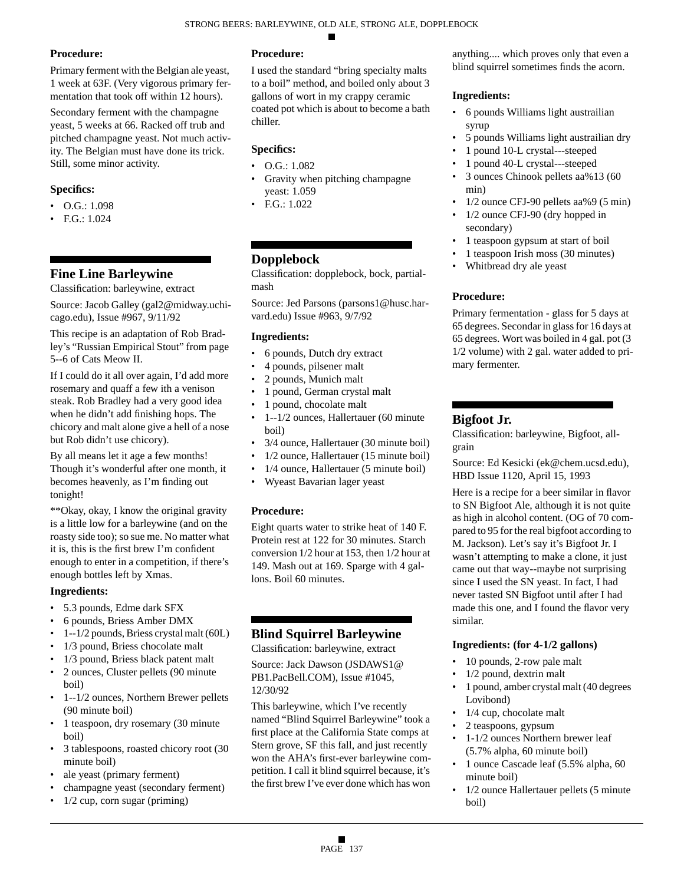### Procedure:

Primary ferment with the Belgian ale yeast, 1 week at 63F. (Very vigorous primary fermentation that took off within 12 hours).

Secondary ferment with the champagne yeast, 5 weeks at 66. Racked off trub and pitched champagne yeast. Not much activity. The Belgian must have done its trick. Still, some minor activity.

### Specifics:

- O.G.: 1.098
- F.G.: 1.024

## Fine Line Barleywine

Classification: barleywine, extract

Source: Jacob Galley (gal2@midway.uchicago.edu), Issue #967, 9/11/92

This recipe is an adaptation of Rob Bradley's "Russian Empirical Stout" from page 5--6 of Cats Meow II.

If I could do it all over again, I'd add more rosemary and quaff a few ith a venison steak. Rob Bradley had a very good idea when he didn't add finishing hops. The chicory and malt alone give a hell of a nose but Rob didn't use chicory).

By all means let it age a few months! Though it's wonderful after one month, it becomes heavenly, as I'm finding out tonight!

**Okay, okay, I know the original gravity is a little low for a barleywine (and on the roasty side too); so sue me. No matter what it is, this is the first brew I'm confident enough to enter in a competition, if there's enough bottles left by Xmas.

### Ingredients:

- 5.3 pounds, Edme dark SFX
- 6 pounds, Briess Amber DMX
- 1--1/2 pounds, Briess crystal malt (60L)
- 1/3 pound, Briess chocolate malt
- 1/3 pound, Briess black patent malt
- 2 ounces, Cluster pellets (90 minute boil)
- 1--1/2 ounces, Northern Brewer pellets (90 minute boil)
- 1 teaspoon, dry rosemary (30 minute boil)
- 3 tablespoons, roasted chicory root (30 minute boil)
- ale yeast (primary ferment)
- champagne yeast (secondary ferment)
- 1/2 cup, corn sugar (priming)

### Procedure:

I used the standard "bring specialty malts to a boil" method, and boiled only about 3 gallons of wort in my crappy ceramic coated pot which is about to become a bath chiller.

### Specifics:

- O.G.: 1.082
- Gravity when pitching champagne yeast: 1.059
- F.G.: 1.022

## Dopplebock

Classification: dopplebock, bock, partial-mash

Source: Jed Parsons (parsons1@husc.harvard.edu) Issue #963, 9/7/92

### Ingredients:

- 6 pounds, Dutch dry extract
- 4 pounds, pilsener malt
- 2 pounds, Munich malt
- 1 pound, German crystal malt
- 1 pound, chocolate malt
- 1--1/2 ounces, Hallertauer (60 minute boil)
- 3/4 ounce, Hallertauer (30 minute boil)
- 1/2 ounce, Hallertauer (15 minute boil)
- 1/4 ounce, Hallertauer (5 minute boil)
- Wyeast Bavarian lager yeast

### Procedure:

Eight quarts water to strike heat of 140 F. Protein rest at 122 for 30 minutes. Starch conversion 1/2 hour at 153, then 1/2 hour at 149. Mash out at 169. Sparge with 4 gallons. Boil 60 minutes.

## Blind Squirrel Barleywine

Classification: barleywine, extract

Source: Jack Dawson (JSDAWS1@PB1.PacBell.COM), Issue #1045, 12/30/92

This barleywine, which I've recently named "Blind Squirrel Barleywine" took a first place at the California State comps at Stern grove, SF this fall, and just recently won the AHA's first-ever barleywine competition. I call it blind squirrel because, it's the first brew I've ever done which has won anything.... which proves only that even a blind squirrel sometimes finds the acorn.

### Ingredients:

- 6 pounds Williams light austrailian syrup
- 5 pounds Williams light austrailian dry
- 1 pound 10-L crystal---steeped
- 1 pound 40-L crystal---steeped
- 3 ounces Chinook pellets aa%13 (60 min)
- 1/2 ounce CFJ-90 pellets aa%9 (5 min)
- 1/2 ounce CFJ-90 (dry hopped in secondary)
- 1 teaspoon gypsum at start of boil
- 1 teaspoon Irish moss (30 minutes)
- Whitbread dry ale yeast

### Procedure:

Primary fermentation - glass for 5 days at 65 degrees. Secondar in glass for 16 days at 65 degrees. Wort was boiled in 4 gal. pot (3 1/2 volume) with 2 gal. water added to primary fermenter.

## Bigfoot Jr.

Classification: barleywine, Bigfoot, all-grain

Source: Ed Kesicki (ek@chem.ucsd.edu), HBD Issue 1120, April 15, 1993

Here is a recipe for a beer similar in flavor to SN Bigfoot Ale, although it is not quite as high in alcohol content. (OG of 70 compared to 95 for the real bigfoot according to M. Jackson). Let's say it's Bigfoot Jr. I wasn't attempting to make a clone, it just came out that way--maybe not surprising since I used the SN yeast. In fact, I had never tasted SN Bigfoot until after I had made this one, and I found the flavor very similar.

### Ingredients: (for 4-1/2 gallons)

- 10 pounds, 2-row pale malt
- 1/2 pound, dextrin malt
- 1 pound, amber crystal malt (40 degrees Lovibond)
- 1/4 cup, chocolate malt
- 2 teaspoons, gypsum
- 1-1/2 ounces Northern brewer leaf (5.7% alpha, 60 minute boil)
- 1 ounce Cascade leaf (5.5% alpha, 60 minute boil)
- 1/2 ounce Hallertauer pellets (5 minute boil)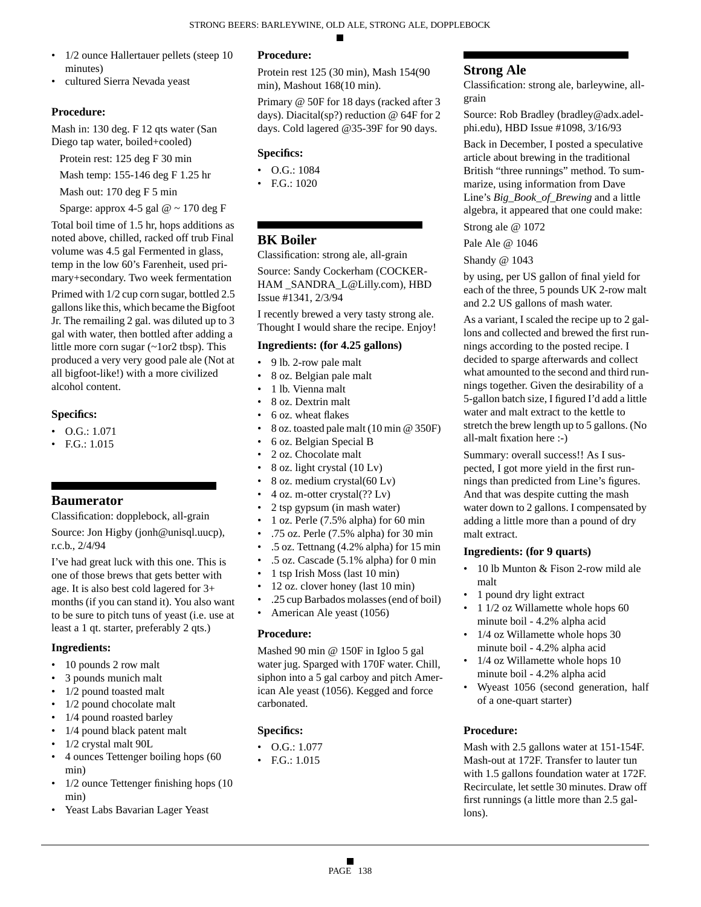- 1/2 ounce Hallertauer pellets (steep 10 minutes)
- cultured Sierra Nevada yeast

### Procedure:

Mash in: 130 deg. F 12 qts water (San Diego tap water, boiled+cooled)

Protein rest: 125 deg F 30 min

Mash temp: 155-146 deg F 1.25 hr

Mash out: 170 deg F 5 min

Sparge: approx 4-5 gal @ ~ 170 deg F

Total boil time of 1.5 hr, hops additions as noted above, chilled, racked off trub Final volume was 4.5 gal Fermented in glass, temp in the low 60's Farenheit, used primary+secondary. Two week fermentation

Primed with 1/2 cup corn sugar, bottled 2.5 gallons like this, which became the Bigfoot Jr. The remailing 2 gal. was diluted up to 3 gal with water, then bottled after adding a little more corn sugar (~1or2 tbsp). This produced a very very good pale ale (Not at all bigfoot-like!) with a more civilized alcohol content.

### Specifics:

- O.G.: 1.071
- F.G.: 1.015

## Baumerator

Classification: dopplebock, all-grain

Source: Jon Higby (jonh@unisql.uucp), r.c.b., 2/4/94

I've had great luck with this one. This is one of those brews that gets better with age. It is also best cold lagered for 3+ months (if you can stand it). You also want to be sure to pitch tuns of yeast (i.e. use at least a 1 qt. starter, preferably 2 qts.)

### Ingredients:

- 10 pounds 2 row malt
- 3 pounds munich malt
- 1/2 pound toasted malt
- 1/2 pound chocolate malt
- 1/4 pound roasted barley
- 1/4 pound black patent malt
- 1/2 crystal malt 90L
- 4 ounces Tettenger boiling hops (60 min)
- 1/2 ounce Tettenger finishing hops (10 min)
- Yeast Labs Bavarian Lager Yeast

### Procedure:

Protein rest 125 (30 min), Mash 154(90 min), Mashout 168(10 min).

Primary @ 50F for 18 days (racked after 3 days). Diacital(sp?) reduction @ 64F for 2 days. Cold lagered @35-39F for 90 days.

### Specifics:

- O.G.: 1084
- F.G.: 1020

## BK Boiler

Classification: strong ale, all-grain

Source: Sandy Cockerham (COCKERHAM _SANDRA_L@Lilly.com), HBD Issue #1341, 2/3/94

I recently brewed a very tasty strong ale. Thought I would share the recipe. Enjoy!

### Ingredients: (for 4.25 gallons)

- 9 lb. 2-row pale malt
- 8 oz. Belgian pale malt
- 1 lb. Vienna malt
- 8 oz. Dextrin malt
- 6 oz. wheat flakes
- 8 oz. toasted pale malt (10 min @ 350F)
- 6 oz. Belgian Special B
- 2 oz. Chocolate malt
- 8 oz. light crystal (10 Lv)
- 8 oz. medium crystal(60 Lv)
- 4 oz. m-otter crystal(?? Lv)
- 2 tsp gypsum (in mash water)
- 1 oz. Perle (7.5% alpha) for 60 min
- .75 oz. Perle (7.5% alpha) for 30 min
- .5 oz. Tettnang (4.2% alpha) for 15 min
- .5 oz. Cascade (5.1% alpha) for 0 min
- 1 tsp Irish Moss (last 10 min)
- 12 oz. clover honey (last 10 min)
- .25 cup Barbados molasses (end of boil)
- American Ale yeast (1056)

### Procedure:

Mashed 90 min @ 150F in Igloo 5 gal water jug. Sparged with 170F water. Chill, siphon into a 5 gal carboy and pitch American Ale yeast (1056). Kegged and force carbonated.

### Specifics:

- O.G.: 1.077
- F.G.: 1.015

## Strong Ale

Classification: strong ale, barleywine, all-grain

Source: Rob Bradley (bradley@adx.adelphi.edu), HBD Issue #1098, 3/16/93

Back in December, I posted a speculative article about brewing in the traditional British "three runnings" method. To summarize, using information from Dave Line's *Big_Book_of_Brewing* and a little algebra, it appeared that one could make:

Strong ale @ 1072

Pale Ale @ 1046

Shandy @ 1043

by using, per US gallon of final yield for each of the three, 5 pounds UK 2-row malt and 2.2 US gallons of mash water.

As a variant, I scaled the recipe up to 2 gallons and collected and brewed the first runnings according to the posted recipe. I decided to sparge afterwards and collect what amounted to the second and third runnings together. Given the desirability of a 5-gallon batch size, I figured I'd add a little water and malt extract to the kettle to stretch the brew length up to 5 gallons. (No all-malt fixation here :-)

Summary: overall success!! As I suspected, I got more yield in the first runnings than predicted from Line's figures. And that was despite cutting the mash water down to 2 gallons. I compensated by adding a little more than a pound of dry malt extract.

### Ingredients: (for 9 quarts)

- 10 lb Munton & Fison 2-row mild ale malt
- 1 pound dry light extract
- 1 1/2 oz Willamette whole hops 60 minute boil - 4.2% alpha acid
- 1/4 oz Willamette whole hops 30 minute boil - 4.2% alpha acid
- 1/4 oz Willamette whole hops 10 minute boil - 4.2% alpha acid
- Wyeast 1056 (second generation, half of a one-quart starter)

### Procedure:

Mash with 2.5 gallons water at 151-154F. Mash-out at 172F. Transfer to lauter tun with 1.5 gallons foundation water at 172F. Recirculate, let settle 30 minutes. Draw off first runnings (a little more than 2.5 gallons).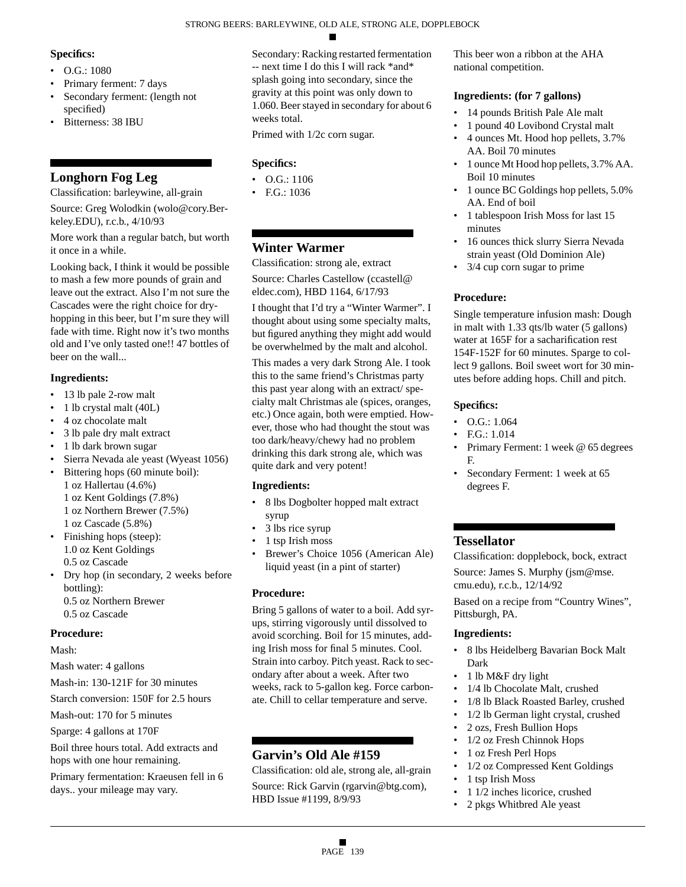### Specifics:

- O.G.: 1080
- Primary ferment: 7 days
- Secondary ferment: (length not specified)
- Bitterness: 38 IBU

## Longhorn Fog Leg

Classification: barleywine, all-grain

Source: Greg Wolodkin (wolo@cory.Berkeley.EDU), r.c.b., 4/10/93

More work than a regular batch, but worth it once in a while.

Looking back, I think it would be possible to mash a few more pounds of grain and leave out the extract. Also I'm not sure the Cascades were the right choice for dry-hopping in this beer, but I'm sure they will fade with time. Right now it's two months old and I've only tasted one!! 47 bottles of beer on the wall...

### Ingredients:

- 13 lb pale 2-row malt
- 1 lb crystal malt (40L)
- 4 oz chocolate malt
- 3 lb pale dry malt extract
- 1 lb dark brown sugar
- Sierra Nevada ale yeast (Wyeast 1056)
- Bittering hops (60 minute boil):
  1 oz Hallertau (4.6%)
  1 oz Kent Goldings (7.8%)
  1 oz Northern Brewer (7.5%)
  1 oz Cascade (5.8%)
- Finishing hops (steep):
  1.0 oz Kent Goldings
  0.5 oz Cascade
- Dry hop (in secondary, 2 weeks before bottling):
  0.5 oz Northern Brewer
  0.5 oz Cascade

### Procedure:

Mash:

Mash water: 4 gallons

Mash-in: 130-121F for 30 minutes

Starch conversion: 150F for 2.5 hours

Mash-out: 170 for 5 minutes

Sparge: 4 gallons at 170F

Boil three hours total. Add extracts and hops with one hour remaining.

Primary fermentation: Kraeusen fell in 6 days.. your mileage may vary.

Secondary: Racking restarted fermentation -- next time I do this I will rack *and* splash going into secondary, since the gravity at this point was only down to 1.060. Beer stayed in secondary for about 6 weeks total.

Primed with 1/2c corn sugar.

### Specifics:

- O.G.: 1106
- F.G.: 1036

## Winter Warmer

Classification: strong ale, extract

Source: Charles Castellow (ccastell@eldec.com), HBD 1164, 6/17/93

I thought that I'd try a "Winter Warmer". I thought about using some specialty malts, but figured anything they might add would be overwhelmed by the malt and alcohol.

This mades a very dark Strong Ale. I took this to the same friend's Christmas party this past year along with an extract/ specialty malt Christmas ale (spices, oranges, etc.) Once again, both were emptied. However, those who had thought the stout was too dark/heavy/chewy had no problem drinking this dark strong ale, which was quite dark and very potent!

### Ingredients:

- 8 lbs Dogbolter hopped malt extract syrup
- 3 lbs rice syrup
- 1 tsp Irish moss
- Brewer's Choice 1056 (American Ale) liquid yeast (in a pint of starter)

### Procedure:

Bring 5 gallons of water to a boil. Add syrups, stirring vigorously until dissolved to avoid scorching. Boil for 15 minutes, adding Irish moss for final 5 minutes. Cool. Strain into carboy. Pitch yeast. Rack to secondary after about a week. After two weeks, rack to 5-gallon keg. Force carbonate. Chill to cellar temperature and serve.

## Garvin's Old Ale #159

Classification: old ale, strong ale, all-grain

Source: Rick Garvin (rgarvin@btg.com), HBD Issue #1199, 8/9/93

This beer won a ribbon at the AHA national competition.

### Ingredients: (for 7 gallons)

- 14 pounds British Pale Ale malt
- 1 pound 40 Lovibond Crystal malt
- 4 ounces Mt. Hood hop pellets, 3.7% AA. Boil 70 minutes
- 1 ounce Mt Hood hop pellets, 3.7% AA. Boil 10 minutes
- 1 ounce BC Goldings hop pellets, 5.0% AA. End of boil
- 1 tablespoon Irish Moss for last 15 minutes
- 16 ounces thick slurry Sierra Nevada strain yeast (Old Dominion Ale)
- 3/4 cup corn sugar to prime

### Procedure:

Single temperature infusion mash: Dough in malt with 1.33 qts/lb water (5 gallons) water at 165F for a sacharification rest 154F-152F for 60 minutes. Sparge to collect 9 gallons. Boil sweet wort for 30 minutes before adding hops. Chill and pitch.

### Specifics:

- O.G.: 1.064
- F.G.: 1.014
- Primary Ferment: 1 week @ 65 degrees F.
- Secondary Ferment: 1 week at 65 degrees F.

## Tessellator

Classification: dopplebock, bock, extract

Source: James S. Murphy (jsm@mse.cmu.edu), r.c.b., 12/14/92

Based on a recipe from "Country Wines", Pittsburgh, PA.

### Ingredients:

- 8 lbs Heidelberg Bavarian Bock Malt Dark
- 1 lb M&F dry light
- 1/4 lb Chocolate Malt, crushed
- 1/8 lb Black Roasted Barley, crushed
- 1/2 lb German light crystal, crushed
- 2 ozs, Fresh Bullion Hops
- 1/2 oz Fresh Chinnok Hops
- 1 oz Fresh Perl Hops
- 1/2 oz Compressed Kent Goldings
- 1 tsp Irish Moss
- 1 1/2 inches licorice, crushed
- 2 pkgs Whitbred Ale yeast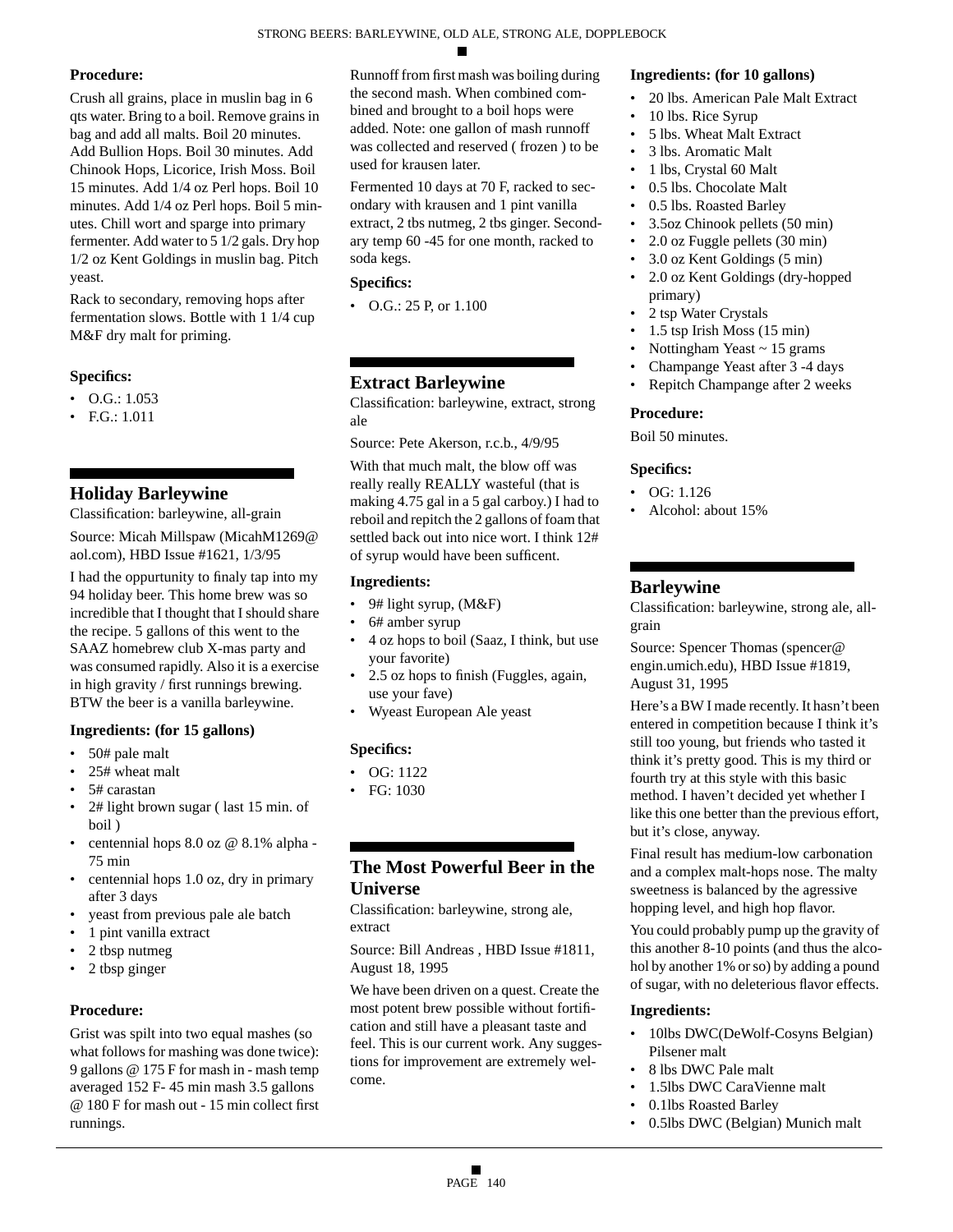**Procedure:**

Crush all grains, place in muslin bag in 6 qts water. Bring to a boil. Remove grains in bag and add all malts. Boil 20 minutes. Add Bullion Hops. Boil 30 minutes. Add Chinook Hops, Licorice, Irish Moss. Boil 15 minutes. Add 1/4 oz Perl hops. Boil 10 minutes. Add 1/4 oz Perl hops. Boil 5 minutes. Chill wort and sparge into primary fermenter. Add water to 5 1/2 gals. Dry hop 1/2 oz Kent Goldings in muslin bag. Pitch yeast.

Rack to secondary, removing hops after fermentation slows. Bottle with 1 1/4 cup M&F dry malt for priming.

**Specifics:**

- O.G.: 1.053
- F.G.: 1.011

## Holiday Barleywine

Classification: barleywine, all-grain

Source: Micah Millspaw (MicahM1269@aol.com), HBD Issue #1621, 1/3/95

I had the oppurtunity to finaly tap into my 94 holiday beer. This home brew was so incredible that I thought that I should share the recipe. 5 gallons of this went to the SAAZ homebrew club X-mas party and was consumed rapidly. Also it is a exercise in high gravity / first runnings brewing. BTW the beer is a vanilla barleywine.

**Ingredients: (for 15 gallons)**

- 50# pale malt
- 25# wheat malt
- 5# carastan
- 2# light brown sugar ( last 15 min. of boil )
- centennial hops 8.0 oz @ 8.1% alpha - 75 min
- centennial hops 1.0 oz, dry in primary after 3 days
- yeast from previous pale ale batch
- 1 pint vanilla extract
- 2 tbsp nutmeg
- 2 tbsp ginger

**Procedure:**

Grist was spilt into two equal mashes (so what follows for mashing was done twice): 9 gallons @ 175 F for mash in - mash temp averaged 152 F- 45 min mash 3.5 gallons @ 180 F for mash out - 15 min collect first runnings.

Runnoff from first mash was boiling during the second mash. When combined combined and brought to a boil hops were added. Note: one gallon of mash runnoff was collected and reserved ( frozen ) to be used for krausen later.

Fermented 10 days at 70 F, racked to secondary with krausen and 1 pint vanilla extract, 2 tbs nutmeg, 2 tbs ginger. Secondary temp 60 -45 for one month, racked to soda kegs.

**Specifics:**

- O.G.: 25 P, or 1.100

## Extract Barleywine

Classification: barleywine, extract, strong ale

Source: Pete Akerson, r.c.b., 4/9/95

With that much malt, the blow off was really really REALLY wasteful (that is making 4.75 gal in a 5 gal carboy.) I had to reboil and repitch the 2 gallons of foam that settled back out into nice wort. I think 12# of syrup would have been sufficent.

**Ingredients:**

- 9# light syrup, (M&F)
- 6# amber syrup
- 4 oz hops to boil (Saaz, I think, but use your favorite)
- 2.5 oz hops to finish (Fuggles, again, use your fave)
- Wyeast European Ale yeast

**Specifics:**

- OG: 1122
- FG: 1030

## The Most Powerful Beer in the Universe

Classification: barleywine, strong ale, extract

Source: Bill Andreas , HBD Issue #1811, August 18, 1995

We have been driven on a quest. Create the most potent brew possible without fortification and still have a pleasant taste and feel. This is our current work. Any suggestions for improvement are extremely welcome.

**Ingredients: (for 10 gallons)**

- 20 lbs. American Pale Malt Extract
- 10 lbs. Rice Syrup
- 5 lbs. Wheat Malt Extract
- 3 lbs. Aromatic Malt
- 1 lbs, Crystal 60 Malt
- 0.5 lbs. Chocolate Malt
- 0.5 lbs. Roasted Barley
- 3.5oz Chinook pellets (50 min)
- 2.0 oz Fuggle pellets (30 min)
- 3.0 oz Kent Goldings (5 min)
- 2.0 oz Kent Goldings (dry-hopped primary)
- 2 tsp Water Crystals
- 1.5 tsp Irish Moss (15 min)
- Nottingham Yeast ~ 15 grams
- Champange Yeast after 3 -4 days
- Repitch Champange after 2 weeks

**Procedure:**

Boil 50 minutes.

**Specifics:**

- OG: 1.126
- Alcohol: about 15%

## Barleywine

Classification: barleywine, strong ale, all-grain

Source: Spencer Thomas (spencer@engin.umich.edu), HBD Issue #1819, August 31, 1995

Here's a BW I made recently. It hasn't been entered in competition because I think it's still too young, but friends who tasted it think it's pretty good. This is my third or fourth try at this style with this basic method. I haven't decided yet whether I like this one better than the previous effort, but it's close, anyway.

Final result has medium-low carbonation and a complex malt-hops nose. The malty sweetness is balanced by the agressive hopping level, and high hop flavor.

You could probably pump up the gravity of this another 8-10 points (and thus the alcohol by another 1% or so) by adding a pound of sugar, with no deleterious flavor effects.

**Ingredients:**

- 10lbs DWC(DeWolf-Cosyns Belgian) Pilsener malt
- 8 lbs DWC Pale malt
- 1.5lbs DWC CaraVienne malt
- 0.1lbs Roasted Barley
- 0.5lbs DWC (Belgian) Munich malt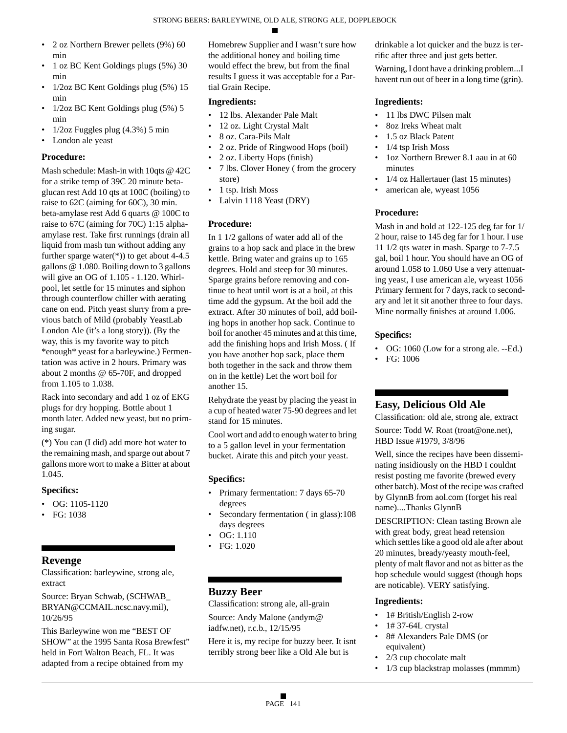- 2 oz Northern Brewer pellets (9%) 60 min
- 1 oz BC Kent Goldings plugs (5%) 30 min
- 1/2oz BC Kent Goldings plug (5%) 15 min
- 1/2oz BC Kent Goldings plug (5%) 5 min
- 1/2oz Fuggles plug (4.3%) 5 min
- London ale yeast

### Procedure:

Mash schedule: Mash-in with 10qts @ 42C for a strike temp of 39C 20 minute beta-glucan rest Add 10 qts at 100C (boiling) to raise to 62C (aiming for 60C), 30 min. beta-amylase rest Add 6 quarts @ 100C to raise to 67C (aiming for 70C) 1:15 alpha-amylase rest. Take first runnings (drain all liquid from mash tun without adding any further sparge water(*)) to get about 4-4.5 gallons @ 1.080. Boiling down to 3 gallons will give an OG of 1.105 - 1.120. Whirlpool, let settle for 15 minutes and siphon through counterflow chiller with aerating cane on end. Pitch yeast slurry from a previous batch of Mild (probably YeastLab London Ale (it's a long story)). (By the way, this is my favorite way to pitch *enough* yeast for a barleywine.) Fermentation was active in 2 hours. Primary was about 2 months @ 65-70F, and dropped from 1.105 to 1.038.

Rack into secondary and add 1 oz of EKG plugs for dry hopping. Bottle about 1 month later. Added new yeast, but no priming sugar.

(*) You can (I did) add more hot water to the remaining mash, and sparge out about 7 gallons more wort to make a Bitter at about 1.045.

### Specifics:

- OG: 1105-1120
- FG: 1038

## Revenge

Classification: barleywine, strong ale, extract

Source: Bryan Schwab, (SCHWAB_BRYAN@CCMAIL.ncsc.navy.mil), 10/26/95

This Barleywine won me "BEST OF SHOW" at the 1995 Santa Rosa Brewfest" held in Fort Walton Beach, FL. It was adapted from a recipe obtained from my Homebrew Supplier and I wasn't sure how the additional honey and boiling time would effect the brew, but from the final results I guess it was acceptable for a Partial Grain Recipe.

### Ingredients:

- 12 lbs. Alexander Pale Malt
- 12 oz. Light Crystal Malt
- 8 oz. Cara-Pils Malt
- 2 oz. Pride of Ringwood Hops (boil)
- 2 oz. Liberty Hops (finish)
- 7 lbs. Clover Honey ( from the grocery store)
- 1 tsp. Irish Moss
- Lalvin 1118 Yeast (DRY)

### Procedure:

In 1 1/2 gallons of water add all of the grains to a hop sack and place in the brew kettle. Bring water and grains up to 165 degrees. Hold and steep for 30 minutes. Sparge grains before removing and continue to heat until wort is at a boil, at this time add the gypsum. At the boil add the extract. After 30 minutes of boil, add boiling hops in another hop sack. Continue to boil for another 45 minutes and at this time, add the finishing hops and Irish Moss. ( If you have another hop sack, place them both together in the sack and throw them on in the kettle) Let the wort boil for another 15.

Rehydrate the yeast by placing the yeast in a cup of heated water 75-90 degrees and let stand for 15 minutes.

Cool wort and add to enough water to bring to a 5 gallon level in your fermentation bucket. Airate this and pitch your yeast.

### Specifics:

- Primary fermentation: 7 days 65-70 degrees
- Secondary fermentation ( in glass):108 days degrees
- OG: 1.110
- FG: 1.020

## Buzzy Beer

Classification: strong ale, all-grain

Source: Andy Malone (andym@iadfw.net), r.c.b., 12/15/95

Here it is, my recipe for buzzy beer. It isnt terribly strong beer like a Old Ale but is drinkable a lot quicker and the buzz is terrific after three and just gets better.

Warning, I dont have a drinking problem...I havent run out of beer in a long time (grin).

### Ingredients:

- 11 lbs DWC Pilsen malt
- 8oz Ireks Wheat malt
- 1.5 oz Black Patent
- 1/4 tsp Irish Moss
- 1oz Northern Brewer 8.1 aau in at 60 minutes
- 1/4 oz Hallertauer (last 15 minutes)
- american ale, wyeast 1056

### Procedure:

Mash in and hold at 122-125 deg far for 1/2 hour, raise to 145 deg far for 1 hour. I use 11 1/2 qts water in mash. Sparge to 7-7.5 gal, boil 1 hour. You should have an OG of around 1.058 to 1.060 Use a very attenuating yeast, I use american ale, wyeast 1056 Primary ferment for 7 days, rack to secondary and let it sit another three to four days. Mine normally finishes at around 1.006.

### Specifics:

- OG: 1060 (Low for a strong ale. --Ed.)
- FG: 1006

## Easy, Delicious Old Ale

Classification: old ale, strong ale, extract

Source: Todd W. Roat (troat@one.net), HBD Issue #1979, 3/8/96

Well, since the recipes have been disseminating insidiously on the HBD I couldnt resist posting me favorite (brewed every other batch). Most of the recipe was crafted by GlynnB from aol.com (forget his real name)....Thanks GlynnB

DESCRIPTION: Clean tasting Brown ale with great body, great head retension which settles like a good old ale after about 20 minutes, bready/yeasty mouth-feel, plenty of malt flavor and not as bitter as the hop schedule would suggest (though hops are noticable). VERY satisfying.

### Ingredients:

- 1# British/English 2-row
- 1# 37-64L crystal
- 8# Alexanders Pale DMS (or equivalent)
- 2/3 cup chocolate malt
- 1/3 cup blackstrap molasses (mmmm)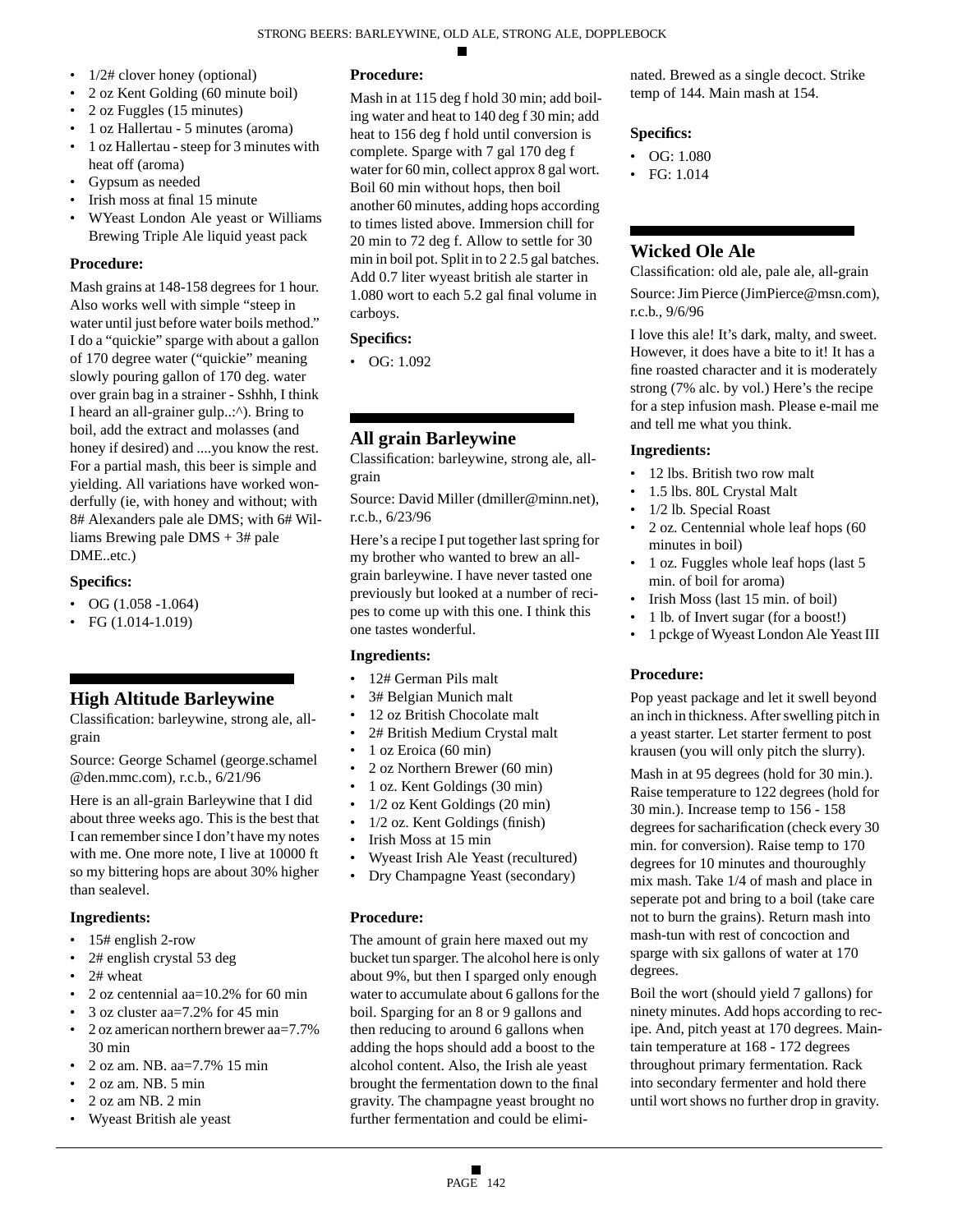- 1/2# clover honey (optional)
- 2 oz Kent Golding (60 minute boil)
- 2 oz Fuggles (15 minutes)
- 1 oz Hallertau - 5 minutes (aroma)
- 1 oz Hallertau - steep for 3 minutes with heat off (aroma)
- Gypsum as needed
- Irish moss at final 15 minute
- WYeast London Ale yeast or Williams Brewing Triple Ale liquid yeast pack

### Procedure:

Mash grains at 148-158 degrees for 1 hour. Also works well with simple "steep in water until just before water boils method." I do a "quickie" sparge with about a gallon of 170 degree water ("quickie" meaning slowly pouring gallon of 170 deg. water over grain bag in a strainer - Sshhh, I think I heard an all-grainer gulp..:^). Bring to boil, add the extract and molasses (and honey if desired) and ....you know the rest. For a partial mash, this beer is simple and yielding. All variations have worked wonderfully (ie, with honey and without; with 8# Alexanders pale ale DMS; with 6# Williams Brewing pale DMS + 3# pale DME..etc.)

### Specifics:

- OG (1.058 -1.064)
- FG (1.014-1.019)

## High Altitude Barleywine

Classification: barleywine, strong ale, all-grain

Source: George Schamel (george.schamel @den.mmc.com), r.c.b., 6/21/96

Here is an all-grain Barleywine that I did about three weeks ago. This is the best that I can remember since I don't have my notes with me. One more note, I live at 10000 ft so my bittering hops are about 30% higher than sealevel.

### Ingredients:

- 15# english 2-row
- 2# english crystal 53 deg
- 2# wheat
- 2 oz centennial aa=10.2% for 60 min
- 3 oz cluster aa=7.2% for 45 min
- 2 oz american northern brewer aa=7.7% 30 min
- 2 oz am. NB. aa=7.7% 15 min
- 2 oz am. NB. 5 min
- 2 oz am NB. 2 min
- Wyeast British ale yeast

### Procedure:

Mash in at 115 deg f hold 30 min; add boiling water and heat to 140 deg f 30 min; add heat to 156 deg f hold until conversion is complete. Sparge with 7 gal 170 deg f water for 60 min, collect approx 8 gal wort. Boil 60 min without hops, then boil another 60 minutes, adding hops according to times listed above. Immersion chill for 20 min to 72 deg f. Allow to settle for 30 min in boil pot. Split in to 2 2.5 gal batches. Add 0.7 liter wyeast british ale starter in 1.080 wort to each 5.2 gal final volume in carboys.

### Specifics:

- OG: 1.092

## All grain Barleywine

Classification: barleywine, strong ale, all-grain

Source: David Miller (dmiller@minn.net), r.c.b., 6/23/96

Here's a recipe I put together last spring for my brother who wanted to brew an all-grain barleywine. I have never tasted one previously but looked at a number of recipes to come up with this one. I think this one tastes wonderful.

### Ingredients:

- 12# German Pils malt
- 3# Belgian Munich malt
- 12 oz British Chocolate malt
- 2# British Medium Crystal malt
- 1 oz Eroica (60 min)
- 2 oz Northern Brewer (60 min)
- 1 oz. Kent Goldings (30 min)
- 1/2 oz Kent Goldings (20 min)
- 1/2 oz. Kent Goldings (finish)
- Irish Moss at 15 min
- Wyeast Irish Ale Yeast (recultured)
- Dry Champagne Yeast (secondary)

### Procedure:

The amount of grain here maxed out my bucket tun sparger. The alcohol here is only about 9%, but then I sparged only enough water to accumulate about 6 gallons for the boil. Sparging for an 8 or 9 gallons and then reducing to around 6 gallons when adding the hops should add a boost to the alcohol content. Also, the Irish ale yeast brought the fermentation down to the final gravity. The champagne yeast brought no further fermentation and could be eliminated. Brewed as a single decoct. Strike temp of 144. Main mash at 154.

### Specifics:

- OG: 1.080
- FG: 1.014

## Wicked Ole Ale

Classification: old ale, pale ale, all-grain

Source: Jim Pierce (JimPierce@msn.com), r.c.b., 9/6/96

I love this ale! It's dark, malty, and sweet. However, it does have a bite to it! It has a fine roasted character and it is moderately strong (7% alc. by vol.) Here's the recipe for a step infusion mash. Please e-mail me and tell me what you think.

### Ingredients:

- 12 lbs. British two row malt
- 1.5 lbs. 80L Crystal Malt
- 1/2 lb. Special Roast
- 2 oz. Centennial whole leaf hops (60 minutes in boil)
- 1 oz. Fuggles whole leaf hops (last 5 min. of boil for aroma)
- Irish Moss (last 15 min. of boil)
- 1 lb. of Invert sugar (for a boost!)
- 1 pckge of Wyeast London Ale Yeast III

### Procedure:

Pop yeast package and let it swell beyond an inch in thickness. After swelling pitch in a yeast starter. Let starter ferment to post krausen (you will only pitch the slurry).

Mash in at 95 degrees (hold for 30 min.). Raise temperature to 122 degrees (hold for 30 min.). Increase temp to 156 - 158 degrees for sacharification (check every 30 min. for conversion). Raise temp to 170 degrees for 10 minutes and thouroughly mix mash. Take 1/4 of mash and place in seperate pot and bring to a boil (take care not to burn the grains). Return mash into mash-tun with rest of concoction and sparge with six gallons of water at 170 degrees.

Boil the wort (should yield 7 gallons) for ninety minutes. Add hops according to recipe. And, pitch yeast at 170 degrees. Maintain temperature at 168 - 172 degrees throughout primary fermentation. Rack into secondary fermenter and hold there until wort shows no further drop in gravity.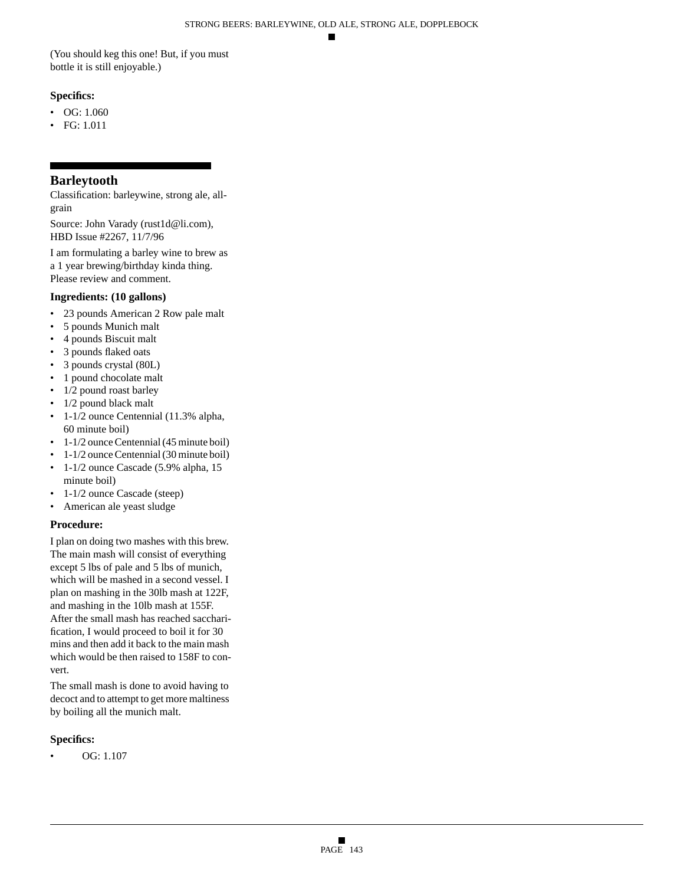(You should keg this one! But, if you must bottle it is still enjoyable.)

### Specifics:

- OG: 1.060
- FG: 1.011

## Barleytooth

Classification: barleywine, strong ale, all-grain

Source: John Varady (rust1d@li.com), HBD Issue #2267, 11/7/96

I am formulating a barley wine to brew as a 1 year brewing/birthday kinda thing. Please review and comment.

### Ingredients: (10 gallons)

- 23 pounds American 2 Row pale malt
- 5 pounds Munich malt
- 4 pounds Biscuit malt
- 3 pounds flaked oats
- 3 pounds crystal (80L)
- 1 pound chocolate malt
- 1/2 pound roast barley
- 1/2 pound black malt
- 1-1/2 ounce Centennial (11.3% alpha, 60 minute boil)
- 1-1/2 ounce Centennial (45 minute boil)
- 1-1/2 ounce Centennial (30 minute boil)
- 1-1/2 ounce Cascade (5.9% alpha, 15 minute boil)
- 1-1/2 ounce Cascade (steep)
- American ale yeast sludge

### Procedure:

I plan on doing two mashes with this brew. The main mash will consist of everything except 5 lbs of pale and 5 lbs of munich, which will be mashed in a second vessel. I plan on mashing in the 30lb mash at 122F, and mashing in the 10lb mash at 155F. After the small mash has reached saccharification, I would proceed to boil it for 30 mins and then add it back to the main mash which would be then raised to 158F to convert.

The small mash is done to avoid having to decoct and to attempt to get more maltiness by boiling all the munich malt.

### Specifics:

- OG: 1.107